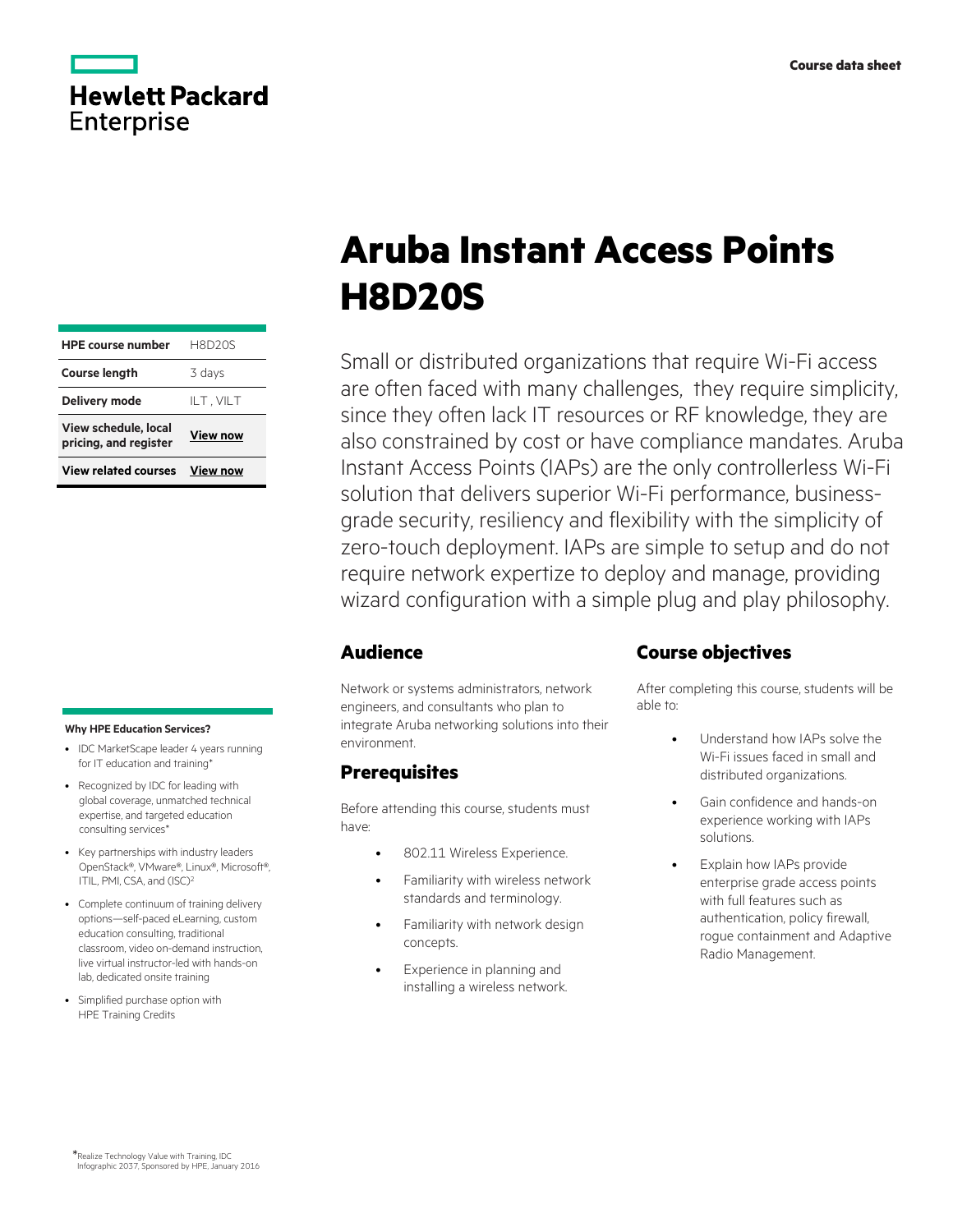Hewlett Packard Enterprise

Course data sheet

# Aruba Instant Access Points H8D20S

| HPE course number | H8D20S |
|---|---|
| Course length | 3 days |
| Delivery mode | ILT , VILT |
| View schedule, local pricing, and register | View now |
| View related courses | View now |

Small or distributed organizations that require Wi-Fi access are often faced with many challenges, they require simplicity, since they often lack IT resources or RF knowledge, they are also constrained by cost or have compliance mandates. Aruba Instant Access Points (IAPs) are the only controllerless Wi-Fi solution that delivers superior Wi-Fi performance, business-grade security, resiliency and flexibility with the simplicity of zero-touch deployment. IAPs are simple to setup and do not require network expertize to deploy and manage, providing wizard configuration with a simple plug and play philosophy.

## Audience

Network or systems administrators, network engineers, and consultants who plan to integrate Aruba networking solutions into their environment.

## Prerequisites

Before attending this course, students must have:

- 802.11 Wireless Experience.
- Familiarity with wireless network standards and terminology.
- Familiarity with network design concepts.
- Experience in planning and installing a wireless network.

## Course objectives

After completing this course, students will be able to:

- Understand how IAPs solve the Wi-Fi issues faced in small and distributed organizations.
- Gain confidence and hands-on experience working with IAPs solutions.
- Explain how IAPs provide enterprise grade access points with full features such as authentication, policy firewall, rogue containment and Adaptive Radio Management.

**Why HPE Education Services?**

- IDC MarketScape leader 4 years running for IT education and training*
- Recognized by IDC for leading with global coverage, unmatched technical expertise, and targeted education consulting services*
- Key partnerships with industry leaders OpenStack®, VMware®, Linux®, Microsoft®, ITIL, PMI, CSA, and (ISC)2
- Complete continuum of training delivery options—self-paced eLearning, custom education consulting, traditional classroom, video on-demand instruction, live virtual instructor-led with hands-on lab, dedicated onsite training
- Simplified purchase option with HPE Training Credits

*Realize Technology Value with Training, IDC Infographic 2037, Sponsored by HPE, January 2016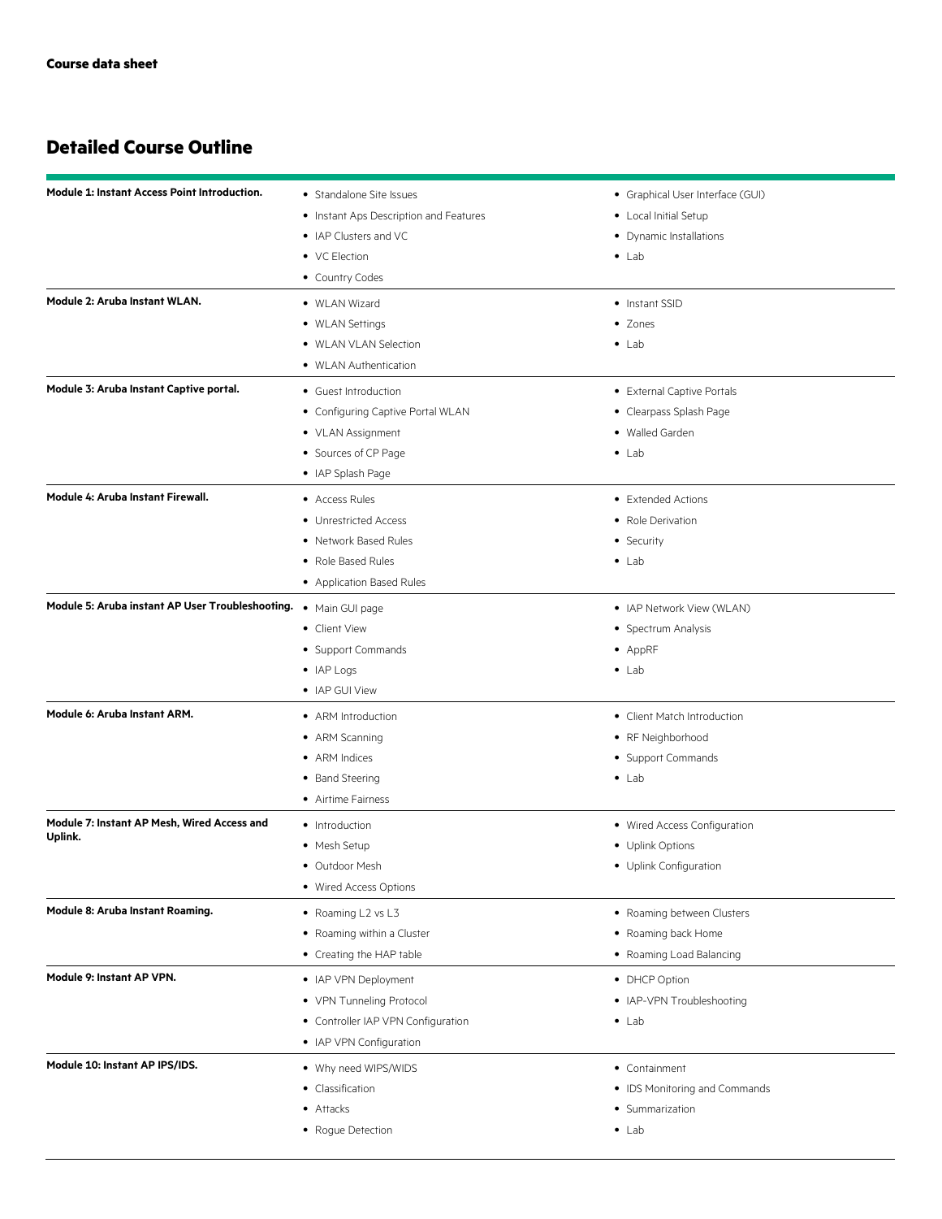**Course data sheet**

## Detailed Course Outline

| | | |
|---|---|---|
| **Module 1: Instant Access Point Introduction.** | • Standalone Site Issues<br>• Instant Aps Description and Features<br>• IAP Clusters and VC<br>• VC Election<br>• Country Codes | • Graphical User Interface (GUI)<br>• Local Initial Setup<br>• Dynamic Installations<br>• Lab |
| **Module 2: Aruba Instant WLAN.** | • WLAN Wizard<br>• WLAN Settings<br>• WLAN VLAN Selection<br>• WLAN Authentication | • Instant SSID<br>• Zones<br>• Lab |
| **Module 3: Aruba Instant Captive portal.** | • Guest Introduction<br>• Configuring Captive Portal WLAN<br>• VLAN Assignment<br>• Sources of CP Page<br>• IAP Splash Page | • External Captive Portals<br>• Clearpass Splash Page<br>• Walled Garden<br>• Lab |
| **Module 4: Aruba Instant Firewall.** | • Access Rules<br>• Unrestricted Access<br>• Network Based Rules<br>• Role Based Rules<br>• Application Based Rules | • Extended Actions<br>• Role Derivation<br>• Security<br>• Lab |
| **Module 5: Aruba instant AP User Troubleshooting.** | • Main GUI page<br>• Client View<br>• Support Commands<br>• IAP Logs<br>• IAP GUI View | • IAP Network View (WLAN)<br>• Spectrum Analysis<br>• AppRF<br>• Lab |
| **Module 6: Aruba Instant ARM.** | • ARM Introduction<br>• ARM Scanning<br>• ARM Indices<br>• Band Steering<br>• Airtime Fairness | • Client Match Introduction<br>• RF Neighborhood<br>• Support Commands<br>• Lab |
| **Module 7: Instant AP Mesh, Wired Access and Uplink.** | • Introduction<br>• Mesh Setup<br>• Outdoor Mesh<br>• Wired Access Options | • Wired Access Configuration<br>• Uplink Options<br>• Uplink Configuration |
| **Module 8: Aruba Instant Roaming.** | • Roaming L2 vs L3<br>• Roaming within a Cluster<br>• Creating the HAP table | • Roaming between Clusters<br>• Roaming back Home<br>• Roaming Load Balancing |
| **Module 9: Instant AP VPN.** | • IAP VPN Deployment<br>• VPN Tunneling Protocol<br>• Controller IAP VPN Configuration<br>• IAP VPN Configuration | • DHCP Option<br>• IAP-VPN Troubleshooting<br>• Lab |
| **Module 10: Instant AP IPS/IDS.** | • Why need WIPS/WIDS<br>• Classification<br>• Attacks<br>• Rogue Detection | • Containment<br>• IDS Monitoring and Commands<br>• Summarization<br>• Lab |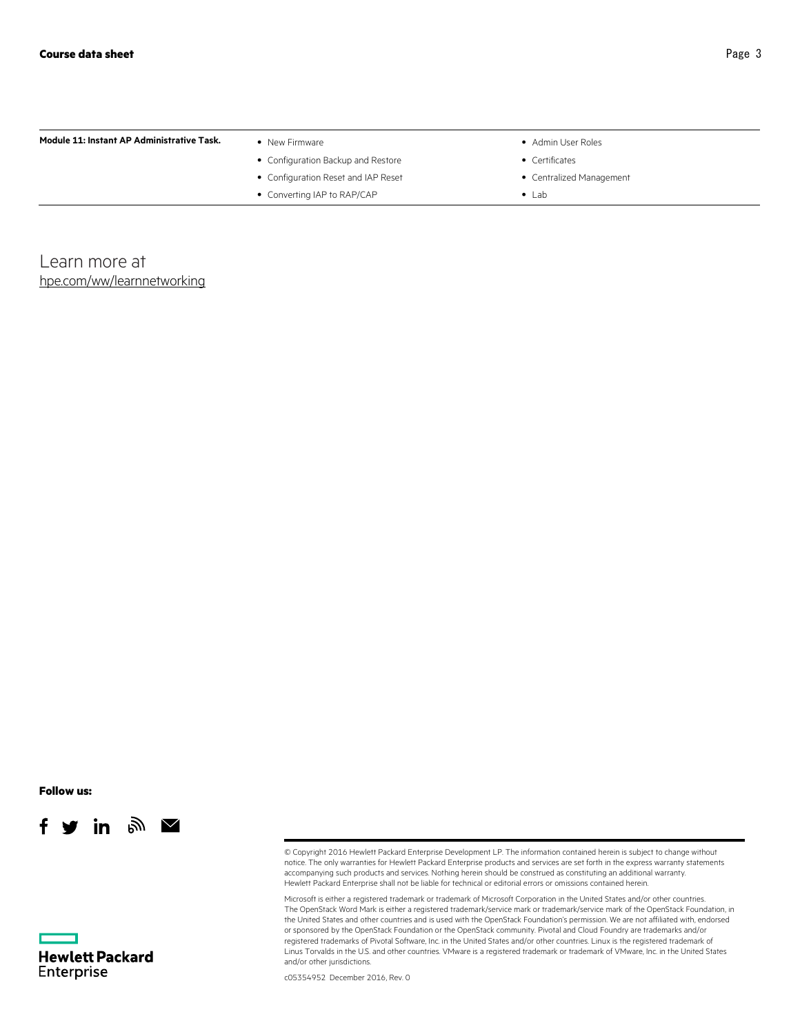| | | |
|---|---|---|
| **Module 11: Instant AP Administrative Task.** | • New Firmware<br>• Configuration Backup and Restore<br>• Configuration Reset and IAP Reset<br>• Converting IAP to RAP/CAP | • Admin User Roles<br>• Certificates<br>• Centralized Management<br>• Lab |

Learn more at
hpe.com/ww/learnnetworking

**Follow us:**

Hewlett Packard
Enterprise

© Copyright 2016 Hewlett Packard Enterprise Development LP. The information contained herein is subject to change without notice. The only warranties for Hewlett Packard Enterprise products and services are set forth in the express warranty statements accompanying such products and services. Nothing herein should be construed as constituting an additional warranty. Hewlett Packard Enterprise shall not be liable for technical or editorial errors or omissions contained herein.

Microsoft is either a registered trademark or trademark of Microsoft Corporation in the United States and/or other countries. The OpenStack Word Mark is either a registered trademark/service mark or trademark/service mark of the OpenStack Foundation, in the United States and other countries and is used with the OpenStack Foundation's permission. We are not affiliated with, endorsed or sponsored by the OpenStack Foundation or the OpenStack community. Pivotal and Cloud Foundry are trademarks and/or registered trademarks of Pivotal Software, Inc. in the United States and/or other countries. Linux is the registered trademark of Linus Torvalds in the U.S. and other countries. VMware is a registered trademark or trademark of VMware, Inc. in the United States and/or other jurisdictions.

c05354952 December 2016, Rev. 0